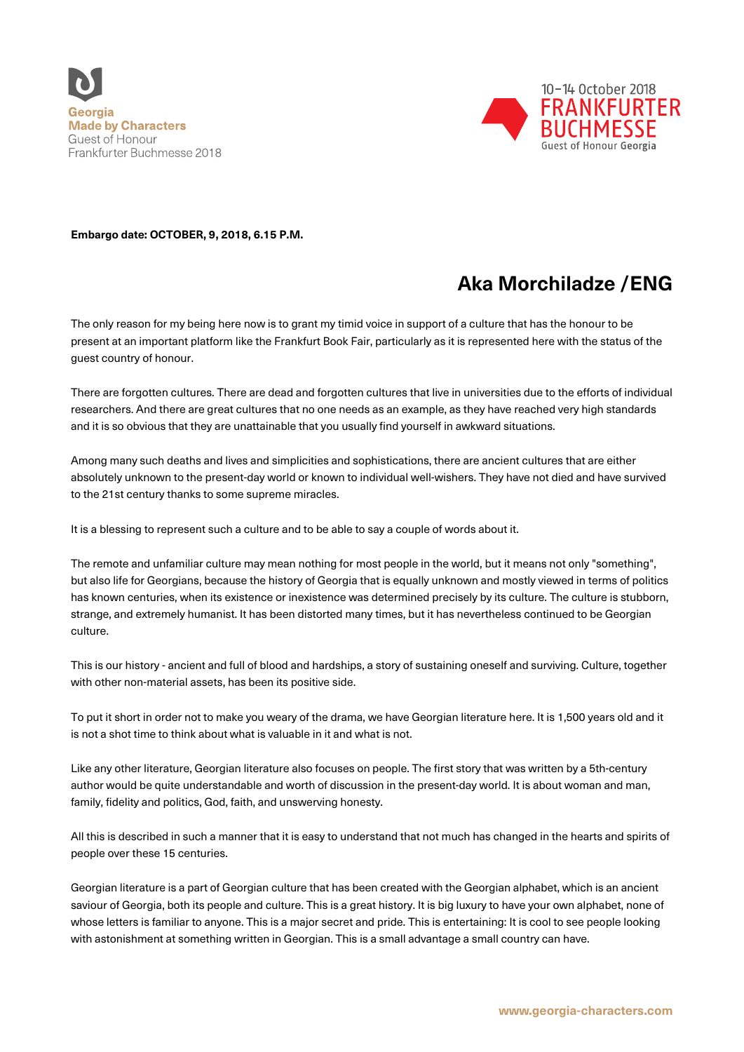Georgia
Made by Characters
Guest of Honour
Frankfurter Buchmesse 2018

10–14 October 2018
FRANKFURTER BUCHMESSE
Guest of Honour Georgia

**Embargo date: OCTOBER, 9, 2018, 6.15 P.M.**

# Aka Morchiladze /ENG

The only reason for my being here now is to grant my timid voice in support of a culture that has the honour to be present at an important platform like the Frankfurt Book Fair, particularly as it is represented here with the status of the guest country of honour.

There are forgotten cultures. There are dead and forgotten cultures that live in universities due to the efforts of individual researchers. And there are great cultures that no one needs as an example, as they have reached very high standards and it is so obvious that they are unattainable that you usually find yourself in awkward situations.

Among many such deaths and lives and simplicities and sophistications, there are ancient cultures that are either absolutely unknown to the present-day world or known to individual well-wishers. They have not died and have survived to the 21st century thanks to some supreme miracles.

It is a blessing to represent such a culture and to be able to say a couple of words about it.

The remote and unfamiliar culture may mean nothing for most people in the world, but it means not only "something", but also life for Georgians, because the history of Georgia that is equally unknown and mostly viewed in terms of politics has known centuries, when its existence or inexistence was determined precisely by its culture. The culture is stubborn, strange, and extremely humanist. It has been distorted many times, but it has nevertheless continued to be Georgian culture.

This is our history - ancient and full of blood and hardships, a story of sustaining oneself and surviving. Culture, together with other non-material assets, has been its positive side.

To put it short in order not to make you weary of the drama, we have Georgian literature here. It is 1,500 years old and it is not a shot time to think about what is valuable in it and what is not.

Like any other literature, Georgian literature also focuses on people. The first story that was written by a 5th-century author would be quite understandable and worth of discussion in the present-day world. It is about woman and man, family, fidelity and politics, God, faith, and unswerving honesty.

All this is described in such a manner that it is easy to understand that not much has changed in the hearts and spirits of people over these 15 centuries.

Georgian literature is a part of Georgian culture that has been created with the Georgian alphabet, which is an ancient saviour of Georgia, both its people and culture. This is a great history. It is big luxury to have your own alphabet, none of whose letters is familiar to anyone. This is a major secret and pride. This is entertaining: It is cool to see people looking with astonishment at something written in Georgian. This is a small advantage a small country can have.

www.georgia-characters.com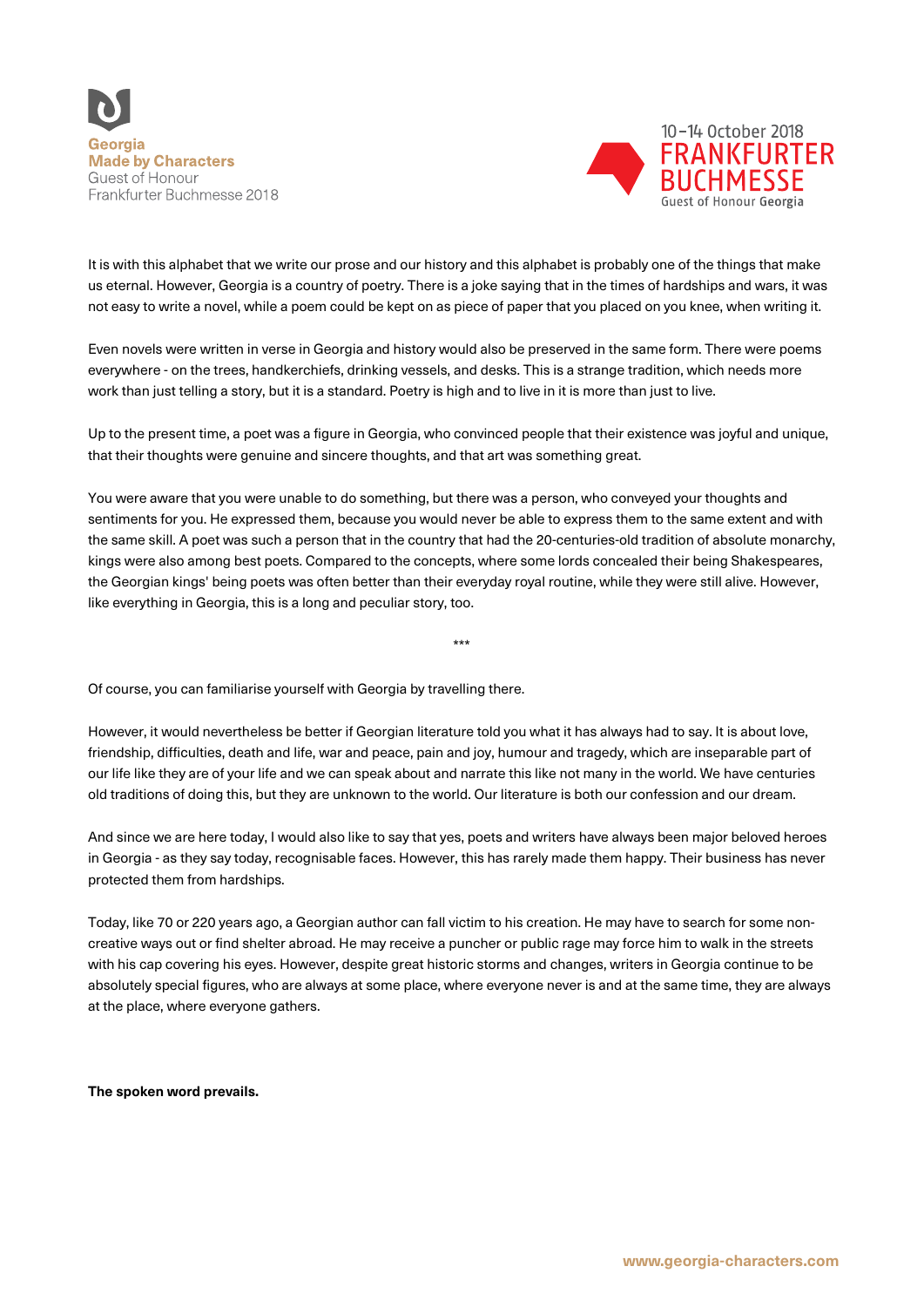It is with this alphabet that we write our prose and our history and this alphabet is probably one of the things that make us eternal. However, Georgia is a country of poetry. There is a joke saying that in the times of hardships and wars, it was not easy to write a novel, while a poem could be kept on as piece of paper that you placed on you knee, when writing it.

Even novels were written in verse in Georgia and history would also be preserved in the same form. There were poems everywhere - on the trees, handkerchiefs, drinking vessels, and desks. This is a strange tradition, which needs more work than just telling a story, but it is a standard. Poetry is high and to live in it is more than just to live.

Up to the present time, a poet was a figure in Georgia, who convinced people that their existence was joyful and unique, that their thoughts were genuine and sincere thoughts, and that art was something great.

You were aware that you were unable to do something, but there was a person, who conveyed your thoughts and sentiments for you. He expressed them, because you would never be able to express them to the same extent and with the same skill. A poet was such a person that in the country that had the 20-centuries-old tradition of absolute monarchy, kings were also among best poets. Compared to the concepts, where some lords concealed their being Shakespeares, the Georgian kings' being poets was often better than their everyday royal routine, while they were still alive. However, like everything in Georgia, this is a long and peculiar story, too.

***

Of course, you can familiarise yourself with Georgia by travelling there.

However, it would nevertheless be better if Georgian literature told you what it has always had to say. It is about love, friendship, difficulties, death and life, war and peace, pain and joy, humour and tragedy, which are inseparable part of our life like they are of your life and we can speak about and narrate this like not many in the world. We have centuries old traditions of doing this, but they are unknown to the world. Our literature is both our confession and our dream.

And since we are here today, I would also like to say that yes, poets and writers have always been major beloved heroes in Georgia - as they say today, recognisable faces. However, this has rarely made them happy. Their business has never protected them from hardships.

Today, like 70 or 220 years ago, a Georgian author can fall victim to his creation. He may have to search for some non-creative ways out or find shelter abroad. He may receive a puncher or public rage may force him to walk in the streets with his cap covering his eyes. However, despite great historic storms and changes, writers in Georgia continue to be absolutely special figures, who are always at some place, where everyone never is and at the same time, they are always at the place, where everyone gathers.

**The spoken word prevails.**